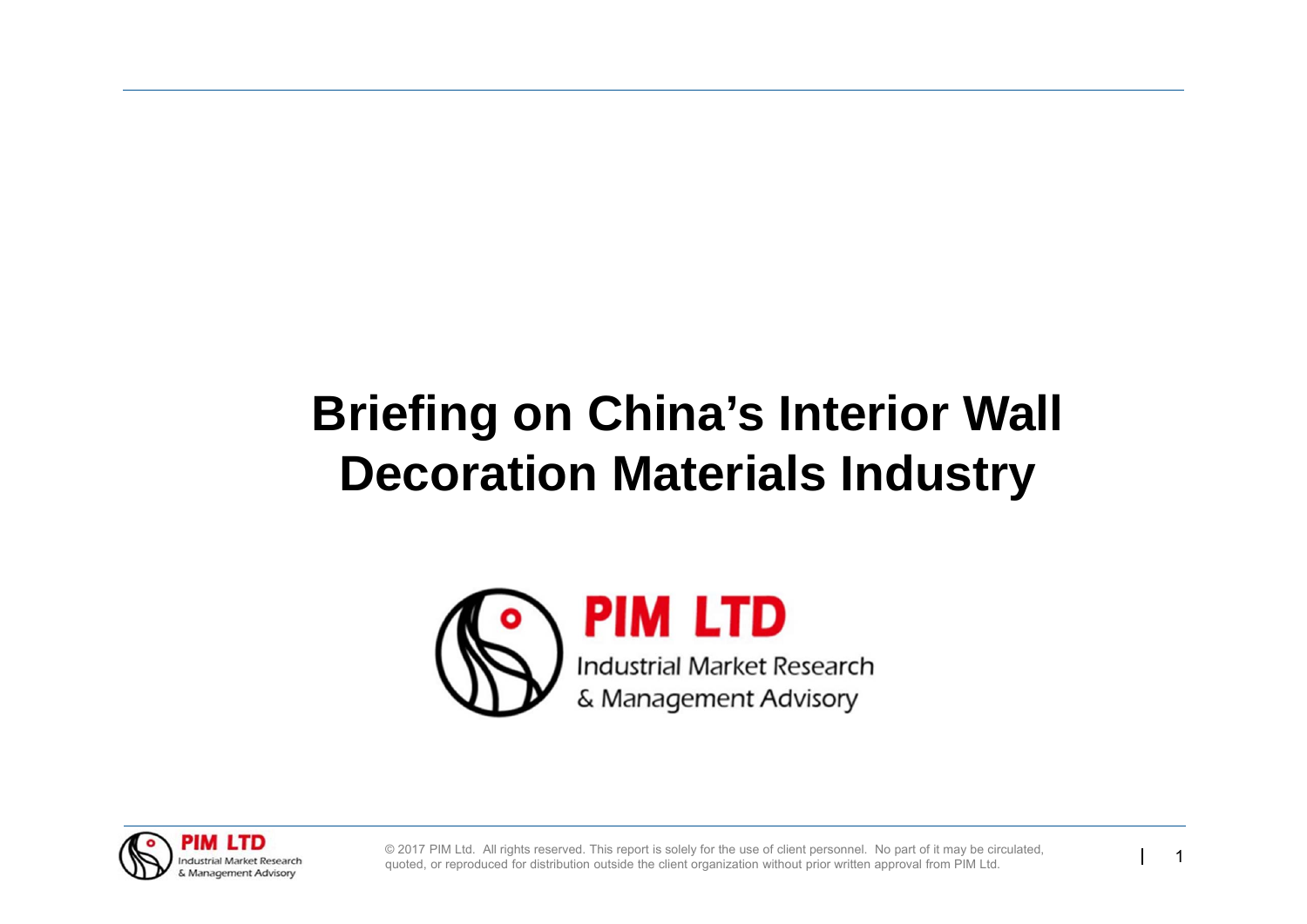# Briefing on China's Interior Wall Decoration Materials Industry

**PIM LTD**

Industrial Market Research
& Management Advisory

© 2017 PIM Ltd. All rights reserved. This report is solely for the use of client personnel. No part of it may be circulated, quoted, or reproduced for distribution outside the client organization without prior written approval from PIM Ltd.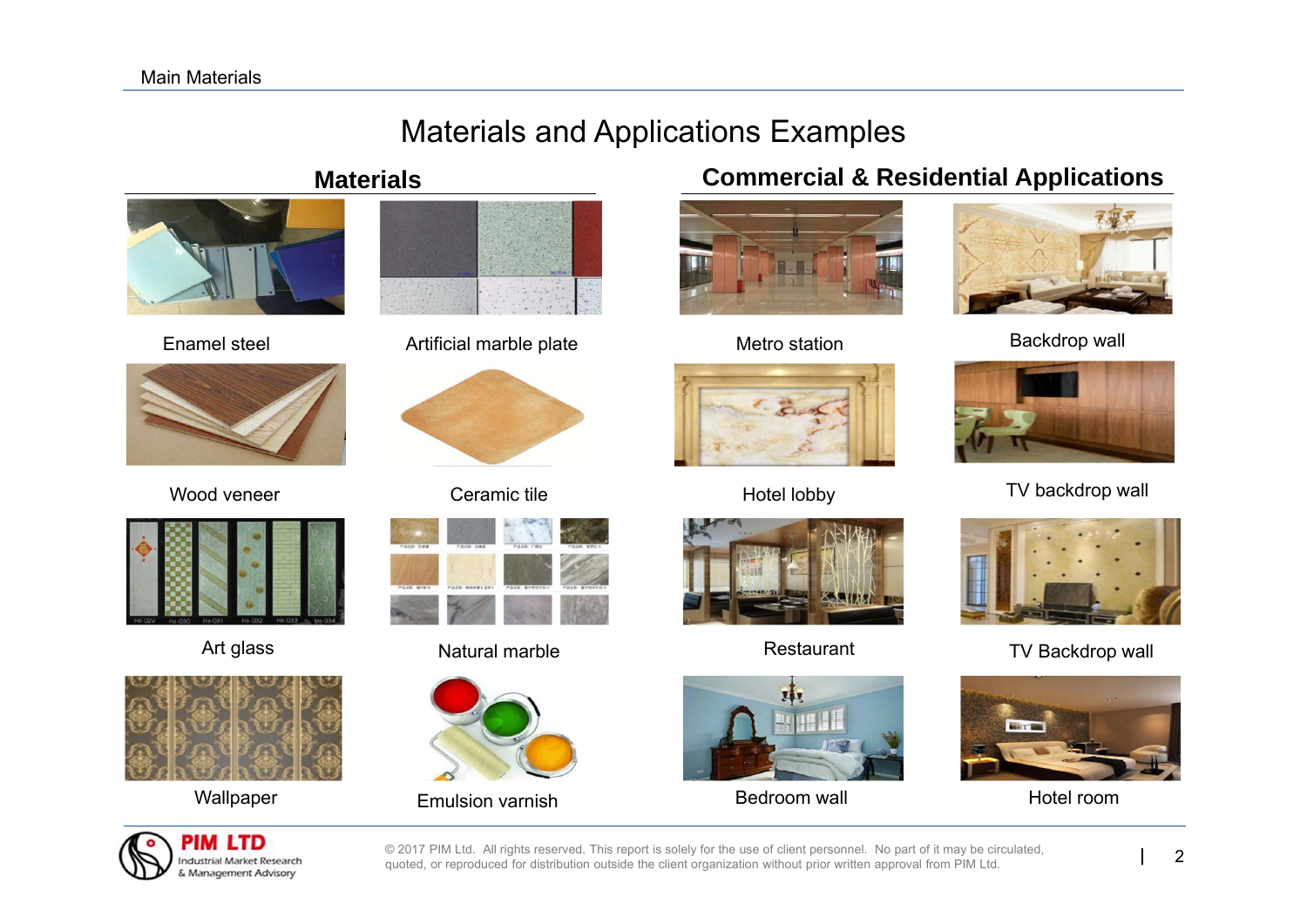# Materials and Applications Examples

## Materials

Enamel steel

Artificial marble plate

Wood veneer

Ceramic tile

Art glass

Natural marble

Wallpaper

Emulsion varnish

## Commercial & Residential Applications

Metro station

Backdrop wall

Hotel lobby

TV backdrop wall

Restaurant

TV Backdrop wall

Bedroom wall

Hotel room

© 2017 PIM Ltd. All rights reserved. This report is solely for the use of client personnel. No part of it may be circulated, quoted, or reproduced for distribution outside the client organization without prior written approval from PIM Ltd.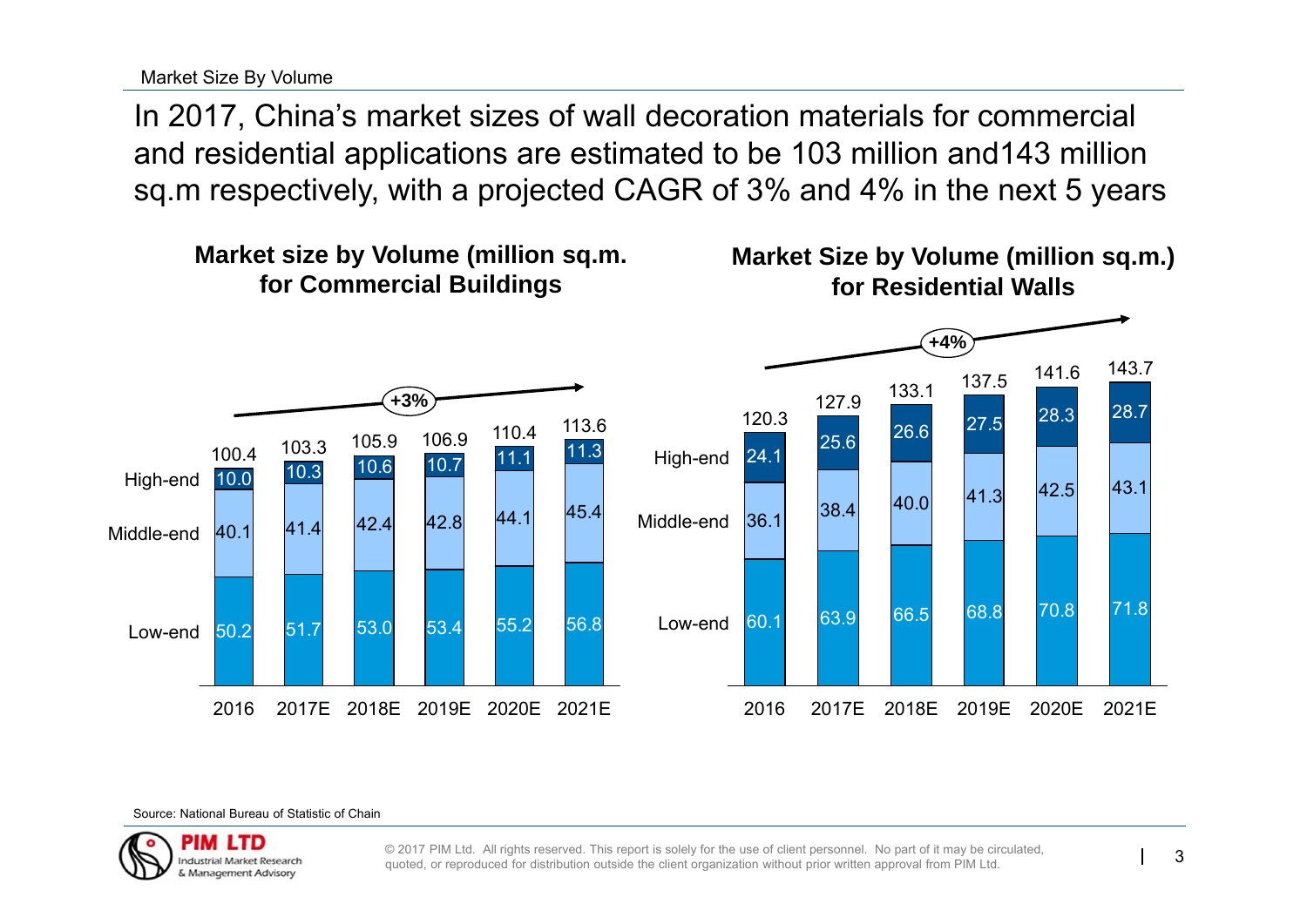Market Size By Volume

# In 2017, China's market sizes of wall decoration materials for commercial and residential applications are estimated to be 103 million and143 million sq.m respectively, with a projected CAGR of 3% and 4% in the next 5 years

## Market size by Volume (million sq.m. for Commercial Buildings

CAGR: +3%

| | 2016 | 2017E | 2018E | 2019E | 2020E | 2021E |
|---|---|---|---|---|---|---|
| High-end | 10.0 | 10.3 | 10.6 | 10.7 | 11.1 | 11.3 |
| Middle-end | 40.1 | 41.4 | 42.4 | 42.8 | 44.1 | 45.4 |
| Low-end | 50.2 | 51.7 | 53.0 | 53.4 | 55.2 | 56.8 |
| Total | 100.4 | 103.3 | 105.9 | 106.9 | 110.4 | 113.6 |

## Market Size by Volume (million sq.m.) for Residential Walls

CAGR: +4%

| | 2016 | 2017E | 2018E | 2019E | 2020E | 2021E |
|---|---|---|---|---|---|---|
| High-end | 24.1 | 25.6 | 26.6 | 27.5 | 28.3 | 28.7 |
| Middle-end | 36.1 | 38.4 | 40.0 | 41.3 | 42.5 | 43.1 |
| Low-end | 60.1 | 63.9 | 66.5 | 68.8 | 70.8 | 71.8 |
| Total | 120.3 | 127.9 | 133.1 | 137.5 | 141.6 | 143.7 |

Source: National Bureau of Statistic of Chain

PIM LTD Industrial Market Research & Management Advisory

© 2017 PIM Ltd. All rights reserved. This report is solely for the use of client personnel. No part of it may be circulated, quoted, or reproduced for distribution outside the client organization without prior written approval from PIM Ltd.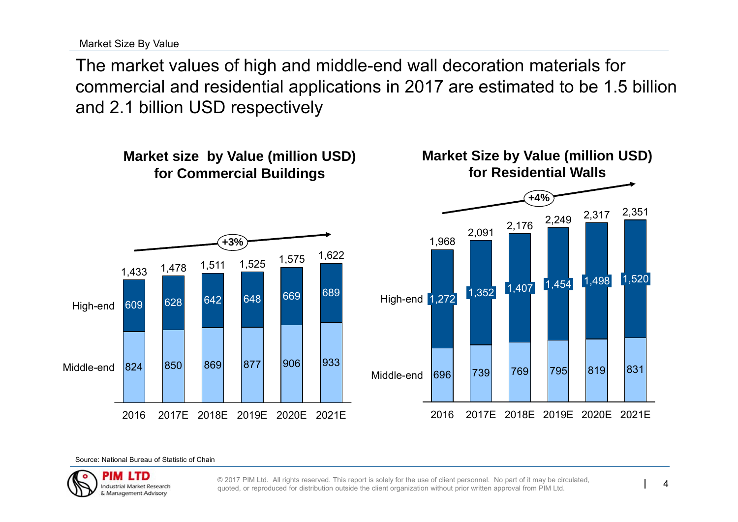Market Size By Value

# The market values of high and middle-end wall decoration materials for commercial and residential applications in 2017 are estimated to be 1.5 billion and 2.1 billion USD respectively

**Market size by Value (million USD) for Commercial Buildings**

| | 2016 | 2017E | 2018E | 2019E | 2020E | 2021E |
|---|---|---|---|---|---|---|
| High-end | 609 | 628 | 642 | 648 | 669 | 689 |
| Middle-end | 824 | 850 | 869 | 877 | 906 | 933 |
| Total | 1,433 | 1,478 | 1,511 | 1,525 | 1,575 | 1,622 |

+3%

**Market Size by Value (million USD) for Residential Walls**

| | 2016 | 2017E | 2018E | 2019E | 2020E | 2021E |
|---|---|---|---|---|---|---|
| High-end | 1,272 | 1,352 | 1,407 | 1,454 | 1,498 | 1,520 |
| Middle-end | 696 | 739 | 769 | 795 | 819 | 831 |
| Total | 1,968 | 2,091 | 2,176 | 2,249 | 2,317 | 2,351 |

+4%

Source: National Bureau of Statistic of Chain

PIM LTD Industrial Market Research & Management Advisory

© 2017 PIM Ltd. All rights reserved. This report is solely for the use of client personnel. No part of it may be circulated, quoted, or reproduced for distribution outside the client organization without prior written approval from PIM Ltd.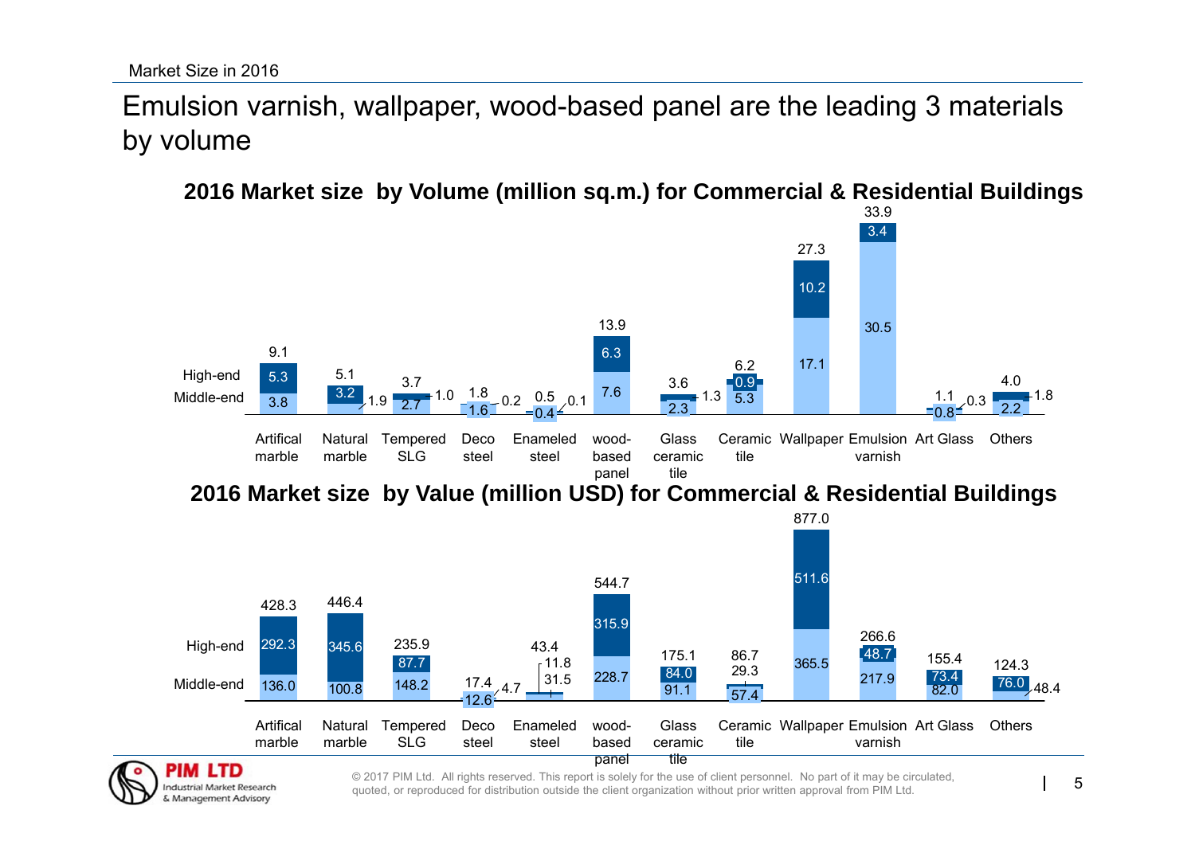Market Size in 2016

# Emulsion varnish, wallpaper, wood-based panel are the leading 3 materials by volume

## 2016 Market size by Volume (million sq.m.) for Commercial & Residential Buildings

| Material | Total | High-end | Middle-end |
|---|---|---|---|
| Artifical marble | 9.1 | 5.3 | 3.8 |
| Natural marble | 5.1 | 3.2 | 1.9 |
| Tempered SLG | 3.7 | 1.0 | 2.7 |
| Deco steel | 1.8 | 0.2 | 1.6 |
| Enameled steel | 0.5 | 0.1 | 0.4 |
| wood-based panel | 13.9 | 6.3 | 7.6 |
| Glass ceramic tile | 3.6 | 1.3 | 2.3 |
| Ceramic tile | 6.2 | 0.9 | 5.3 |
| Wallpaper | 27.3 | 10.2 | 17.1 |
| Emulsion varnish | 33.9 | 3.4 | 30.5 |
| Art Glass | 1.1 | 0.3 | 0.8 |
| Others | 4.0 | 1.8 | 2.2 |

## 2016 Market size by Value (million USD) for Commercial & Residential Buildings

| Material | Total | High-end | Middle-end |
|---|---|---|---|
| Artifical marble | 428.3 | 292.3 | 136.0 |
| Natural marble | 446.4 | 345.6 | 100.8 |
| Tempered SLG | 235.9 | 87.7 | 148.2 |
| Deco steel | 17.4 | 4.7 | 12.6 |
| Enameled steel | 43.4 | 11.8 | 31.5 |
| wood-based panel | 544.7 | 315.9 | 228.7 |
| Glass ceramic tile | 175.1 | 84.0 | 91.1 |
| Ceramic tile | 86.7 | 29.3 | 57.4 |
| Wallpaper | 877.0 | 511.6 | 365.5 |
| Emulsion varnish | 266.6 | 48.7 | 217.9 |
| Art Glass | 155.4 | 73.4 | 82.0 |
| Others | 124.3 | 76.0 | 48.4 |

PIM LTD Industrial Market Research & Management Advisory

© 2017 PIM Ltd. All rights reserved. This report is solely for the use of client personnel. No part of it may be circulated, quoted, or reproduced for distribution outside the client organization without prior written approval from PIM Ltd.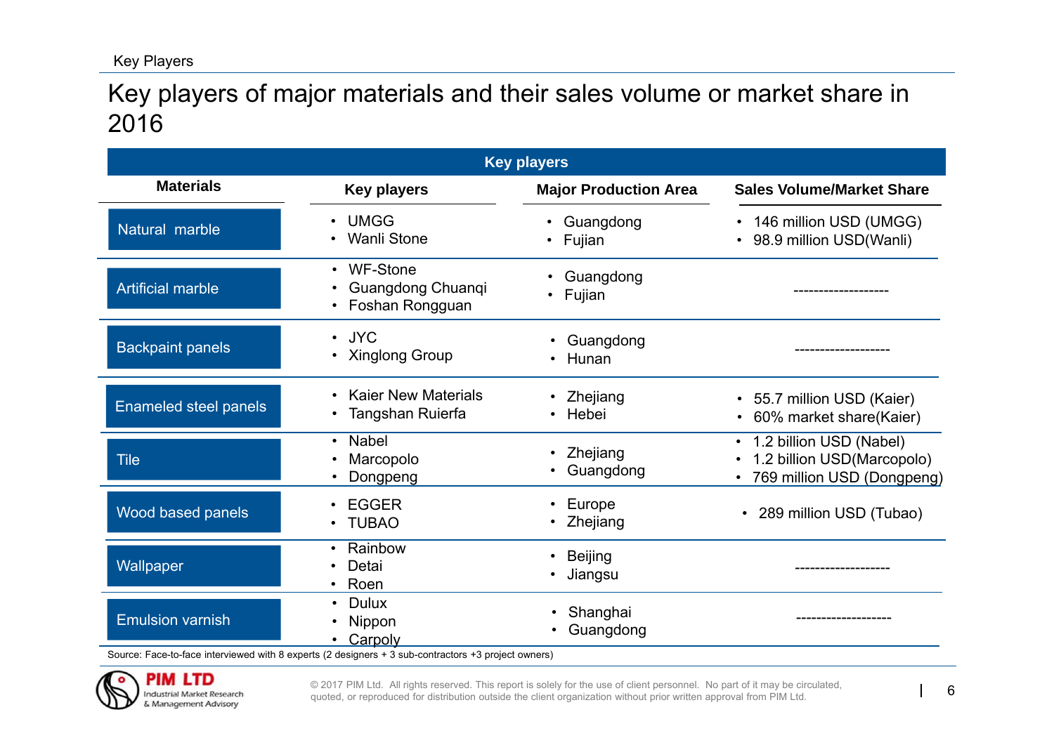Key Players

# Key players of major materials and their sales volume or market share in 2016

| Materials | Key players | Major Production Area | Sales Volume/Market Share |
|---|---|---|---|
| Natural marble | • UMGG<br>• Wanli Stone | • Guangdong<br>• Fujian | • 146 million USD (UMGG)<br>• 98.9 million USD(Wanli) |
| Artificial marble | • WF-Stone<br>• Guangdong Chuanqi<br>• Foshan Rongguan | • Guangdong<br>• Fujian | ------------------- |
| Backpaint panels | • JYC<br>• Xinglong Group | • Guangdong<br>• Hunan | ------------------- |
| Enameled steel panels | • Kaier New Materials<br>• Tangshan Ruierfa | • Zhejiang<br>• Hebei | • 55.7 million USD (Kaier)<br>• 60% market share(Kaier) |
| Tile | • Nabel<br>• Marcopolo<br>• Dongpeng | • Zhejiang<br>• Guangdong | • 1.2 billion USD (Nabel)<br>• 1.2 billion USD(Marcopolo)<br>• 769 million USD (Dongpeng) |
| Wood based panels | • EGGER<br>• TUBAO | • Europe<br>• Zhejiang | • 289 million USD (Tubao) |
| Wallpaper | • Rainbow<br>• Detai<br>• Roen | • Beijing<br>• Jiangsu | ------------------- |
| Emulsion varnish | • Dulux<br>• Nippon<br>• Carpoly | • Shanghai<br>• Guangdong | ------------------- |

Source: Face-to-face interviewed with 8 experts (2 designers + 3 sub-contractors +3 project owners)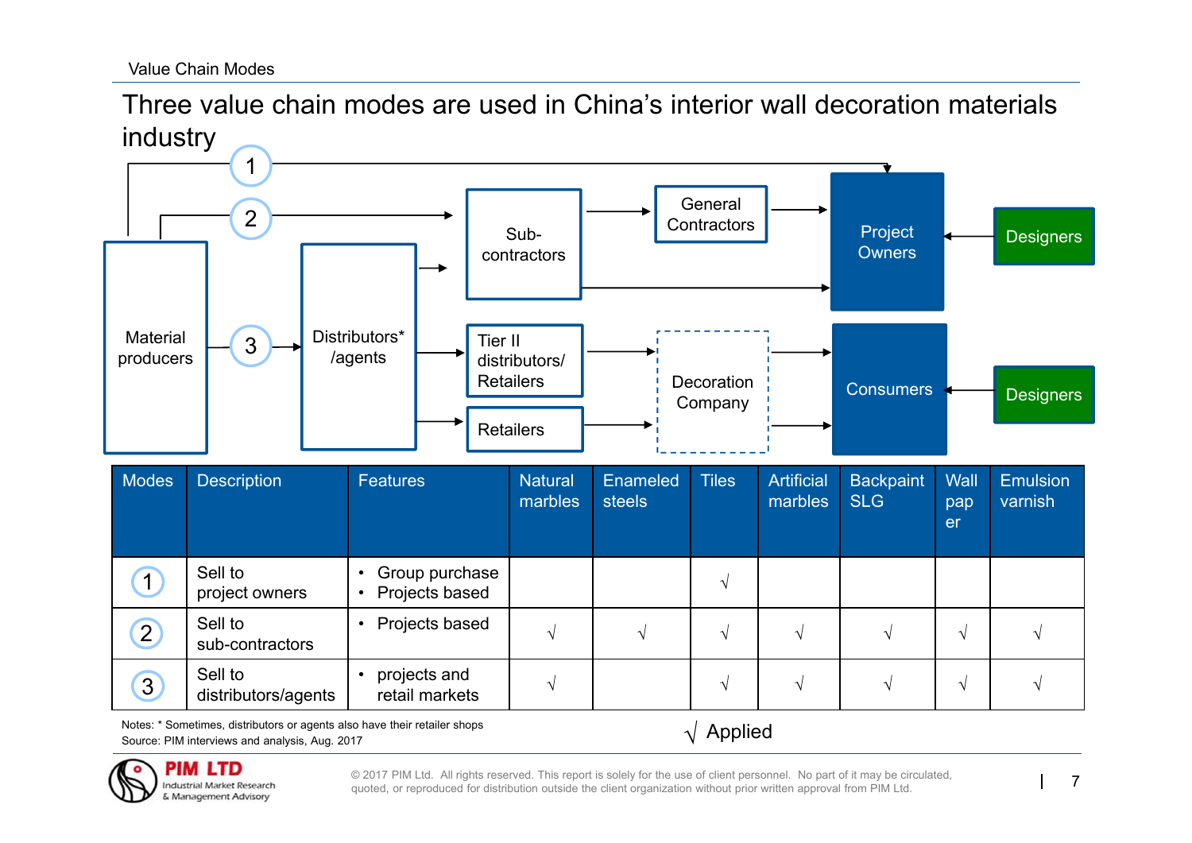Value Chain Modes

# Three value chain modes are used in China's interior wall decoration materials industry

Material producers → ① → Project Owners

Material producers → ② → Sub-contractors

Material producers → ③ → Distributors*/agents

Distributors*/agents → Sub-contractors

Distributors*/agents → Tier II distributors/Retailers

Distributors*/agents → Retailers

Sub-contractors → General Contractors → Project Owners

Sub-contractors → Project Owners

Tier II distributors/Retailers → Decoration Company

Retailers → Decoration Company

Decoration Company → Consumers

Designers → Project Owners

Designers → Consumers

| Modes | Description | Features | Natural marbles | Enameled steels | Tiles | Artificial marbles | Backpaint SLG | Wall paper | Emulsion varnish |
|---|---|---|---|---|---|---|---|---|---|
| 1 | Sell to project owners | • Group purchase<br>• Projects based | | | √ | | | | |
| 2 | Sell to sub-contractors | • Projects based | √ | √ | √ | √ | √ | √ | √ |
| 3 | Sell to distributors/agents | • projects and retail markets | √ | | √ | √ | √ | √ | √ |

√ Applied

Notes: * Sometimes, distributors or agents also have their retailer shops

Source: PIM interviews and analysis, Aug. 2017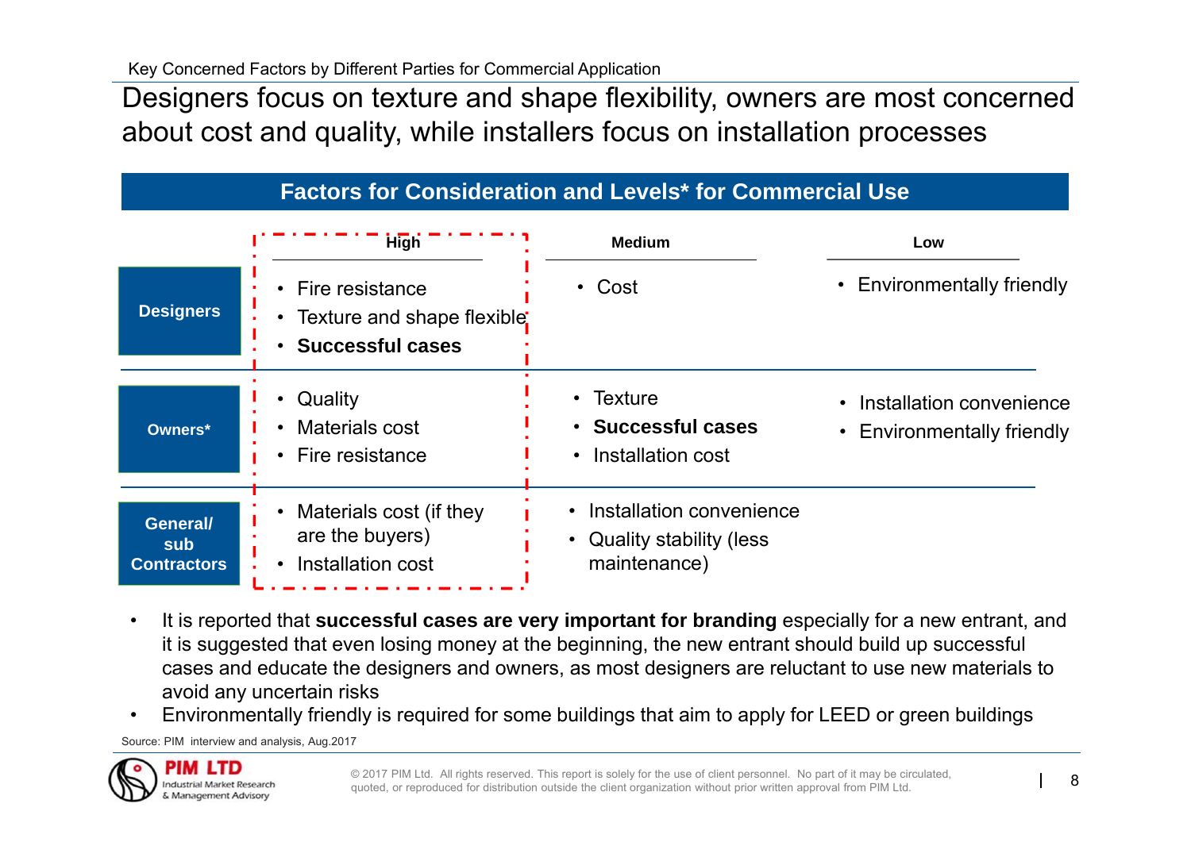Key Concerned Factors by Different Parties for Commercial Application

# Designers focus on texture and shape flexibility, owners are most concerned about cost and quality, while installers focus on installation processes

## Factors for Consideration and Levels* for Commercial Use

| | High | Medium | Low |
|---|---|---|---|
| **Designers** | • Fire resistance<br>• Texture and shape flexible<br>• **Successful cases** | • Cost | • Environmentally friendly |
| **Owners*** | • Quality<br>• Materials cost<br>• Fire resistance | • Texture<br>• **Successful cases**<br>• Installation cost | • Installation convenience<br>• Environmentally friendly |
| **General/ sub Contractors** | • Materials cost (if they are the buyers)<br>• Installation cost | • Installation convenience<br>• Quality stability (less maintenance) | |

- It is reported that **successful cases are very important for branding** especially for a new entrant, and it is suggested that even losing money at the beginning, the new entrant should build up successful cases and educate the designers and owners, as most designers are reluctant to use new materials to avoid any uncertain risks
- Environmentally friendly is required for some buildings that aim to apply for LEED or green buildings

Source: PIM interview and analysis, Aug.2017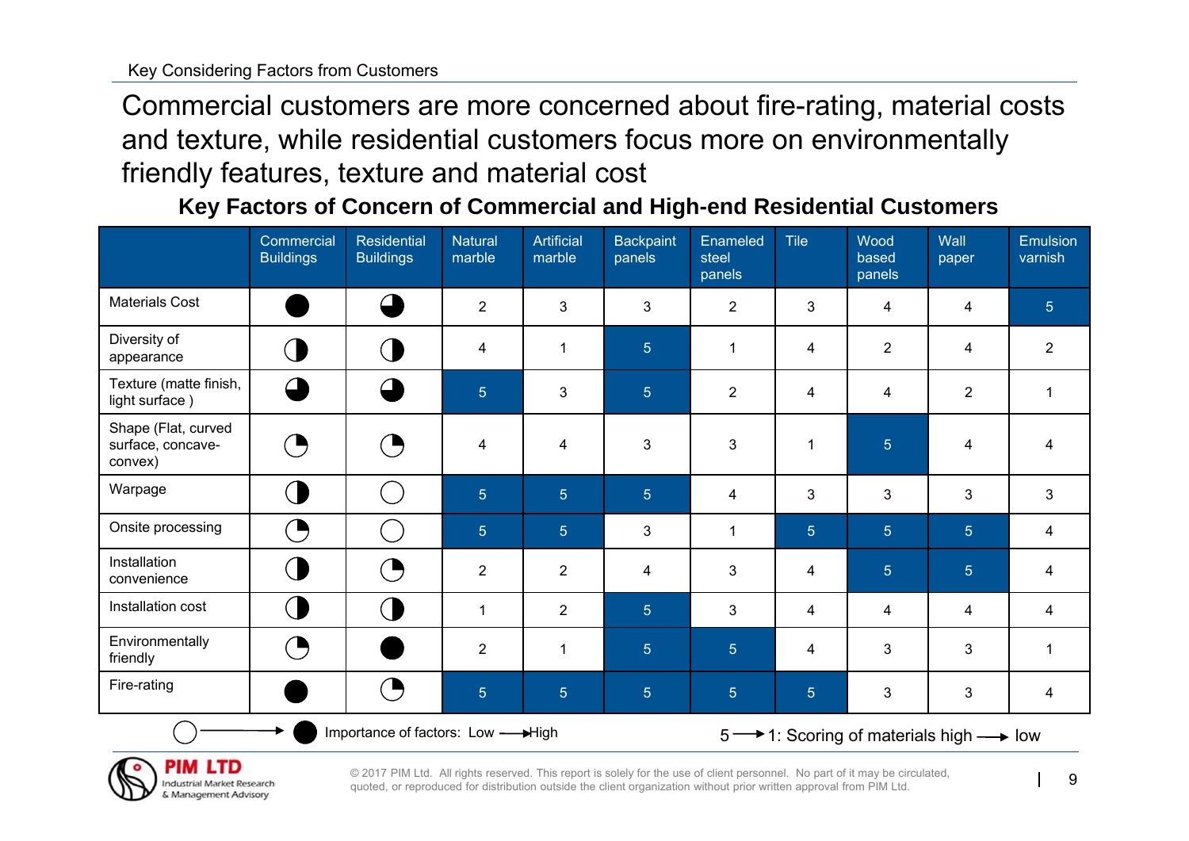Key Considering Factors from Customers

# Commercial customers are more concerned about fire-rating, material costs and texture, while residential customers focus more on environmentally friendly features, texture and material cost

## Key Factors of Concern of Commercial and High-end Residential Customers

| | Commercial Buildings | Residential Buildings | Natural marble | Artificial marble | Backpaint panels | Enameled steel panels | Tile | Wood based panels | Wall paper | Emulsion varnish |
|---|---|---|---|---|---|---|---|---|---|---|
| Materials Cost | ● | ◕ | 2 | 3 | 3 | 2 | 3 | 4 | 4 | 5 |
| Diversity of appearance | ◑ | ◑ | 4 | 1 | 5 | 1 | 4 | 2 | 4 | 2 |
| Texture (matte finish, light surface ) | ◕ | ◕ | 5 | 3 | 5 | 2 | 4 | 4 | 2 | 1 |
| Shape (Flat, curved surface, concave-convex) | ◔ | ◔ | 4 | 4 | 3 | 3 | 1 | 5 | 4 | 4 |
| Warpage | ◑ | ○ | 5 | 5 | 5 | 4 | 3 | 3 | 3 | 3 |
| Onsite processing | ◔ | ○ | 5 | 5 | 3 | 1 | 5 | 5 | 5 | 4 |
| Installation convenience | ◑ | ◔ | 2 | 2 | 4 | 3 | 4 | 5 | 5 | 4 |
| Installation cost | ◑ | ◑ | 1 | 2 | 5 | 3 | 4 | 4 | 4 | 4 |
| Environmentally friendly | ◔ | ● | 2 | 1 | 5 | 5 | 4 | 3 | 3 | 1 |
| Fire-rating | ● | ◔ | 5 | 5 | 5 | 5 | 5 | 3 | 3 | 4 |

○ → ● Importance of factors: Low → High

5 → 1: Scoring of materials high → low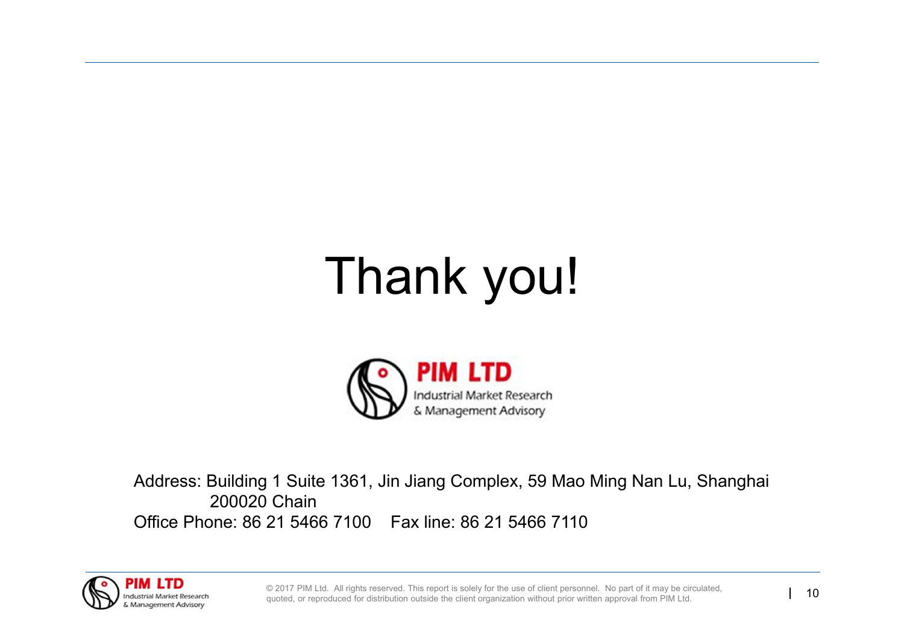# Thank you!

PIM LTD
Industrial Market Research
& Management Advisory

Address: Building 1 Suite 1361, Jin Jiang Complex, 59 Mao Ming Nan Lu, Shanghai 200020 Chain
Office Phone: 86 21 5466 7100    Fax line: 86 21 5466 7110

© 2017 PIM Ltd. All rights reserved. This report is solely for the use of client personnel. No part of it may be circulated, quoted, or reproduced for distribution outside the client organization without prior written approval from PIM Ltd.